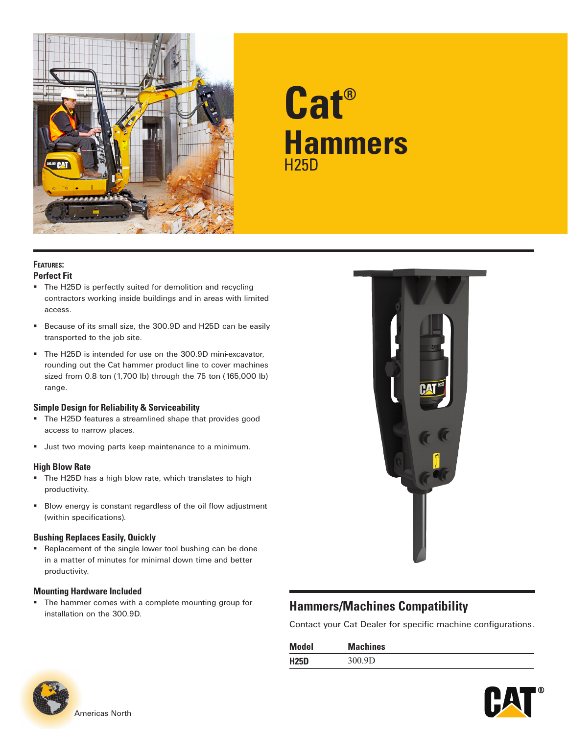# Cat® Hammers

## H25D

**Features:**

### Perfect Fit

- The H25D is perfectly suited for demolition and recycling contractors working inside buildings and in areas with limited access.
- Because of its small size, the 300.9D and H25D can be easily transported to the job site.
- The H25D is intended for use on the 300.9D mini-excavator, rounding out the Cat hammer product line to cover machines sized from 0.8 ton (1,700 lb) through the 75 ton (165,000 lb) range.

### Simple Design for Reliability & Serviceability

- The H25D features a streamlined shape that provides good access to narrow places.
- Just two moving parts keep maintenance to a minimum.

### High Blow Rate

- The H25D has a high blow rate, which translates to high productivity.
- Blow energy is constant regardless of the oil flow adjustment (within specifications).

### Bushing Replaces Easily, Quickly

- Replacement of the single lower tool bushing can be done in a matter of minutes for minimal down time and better productivity.

### Mounting Hardware Included

- The hammer comes with a complete mounting group for installation on the 300.9D.

## Hammers/Machines Compatibility

Contact your Cat Dealer for specific machine configurations.

| Model | Machines |
|---|---|
| **H25D** | 300.9D |

Americas North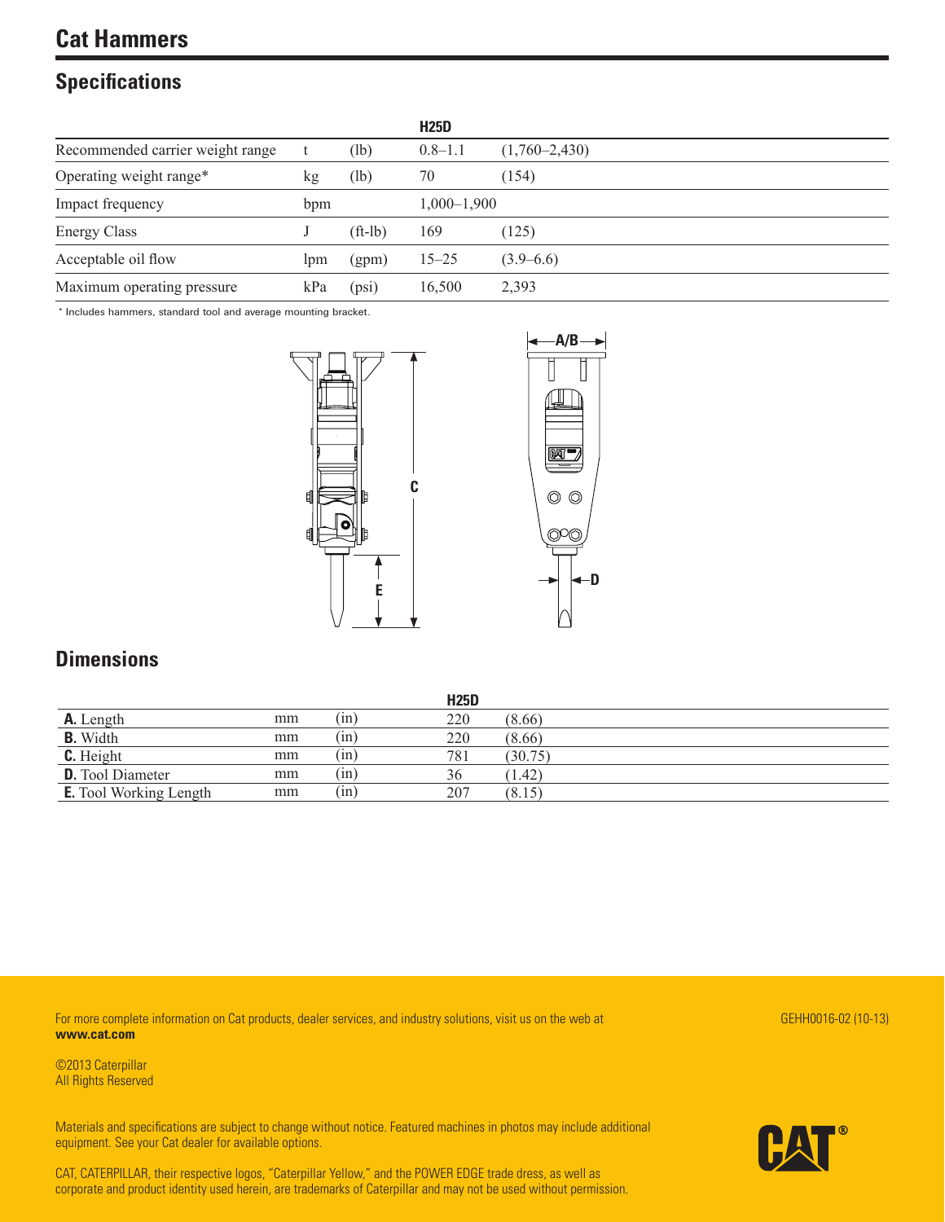# Cat Hammers

## Specifications

| | | | H25D | |
|---|---|---|---|---|
| Recommended carrier weight range | t | (lb) | 0.8–1.1 | (1,760–2,430) |
| Operating weight range* | kg | (lb) | 70 | (154) |
| Impact frequency | bpm | | 1,000–1,900 | |
| Energy Class | J | (ft-lb) | 169 | (125) |
| Acceptable oil flow | lpm | (gpm) | 15–25 | (3.9–6.6) |
| Maximum operating pressure | kPa | (psi) | 16,500 | 2,393 |

* Includes hammers, standard tool and average mounting bracket.

A/B

C

D

E

## Dimensions

| | | | H25D | |
|---|---|---|---|---|
| **A.** Length | mm | (in) | 220 | (8.66) |
| **B.** Width | mm | (in) | 220 | (8.66) |
| **C.** Height | mm | (in) | 781 | (30.75) |
| **D.** Tool Diameter | mm | (in) | 36 | (1.42) |
| **E.** Tool Working Length | mm | (in) | 207 | (8.15) |

For more complete information on Cat products, dealer services, and industry solutions, visit us on the web at **www.cat.com**

GEHH0016-02 (10-13)

©2013 Caterpillar
All Rights Reserved

Materials and specifications are subject to change without notice. Featured machines in photos may include additional equipment. See your Cat dealer for available options.

CAT, CATERPILLAR, their respective logos, "Caterpillar Yellow," and the POWER EDGE trade dress, as well as corporate and product identity used herein, are trademarks of Caterpillar and may not be used without permission.